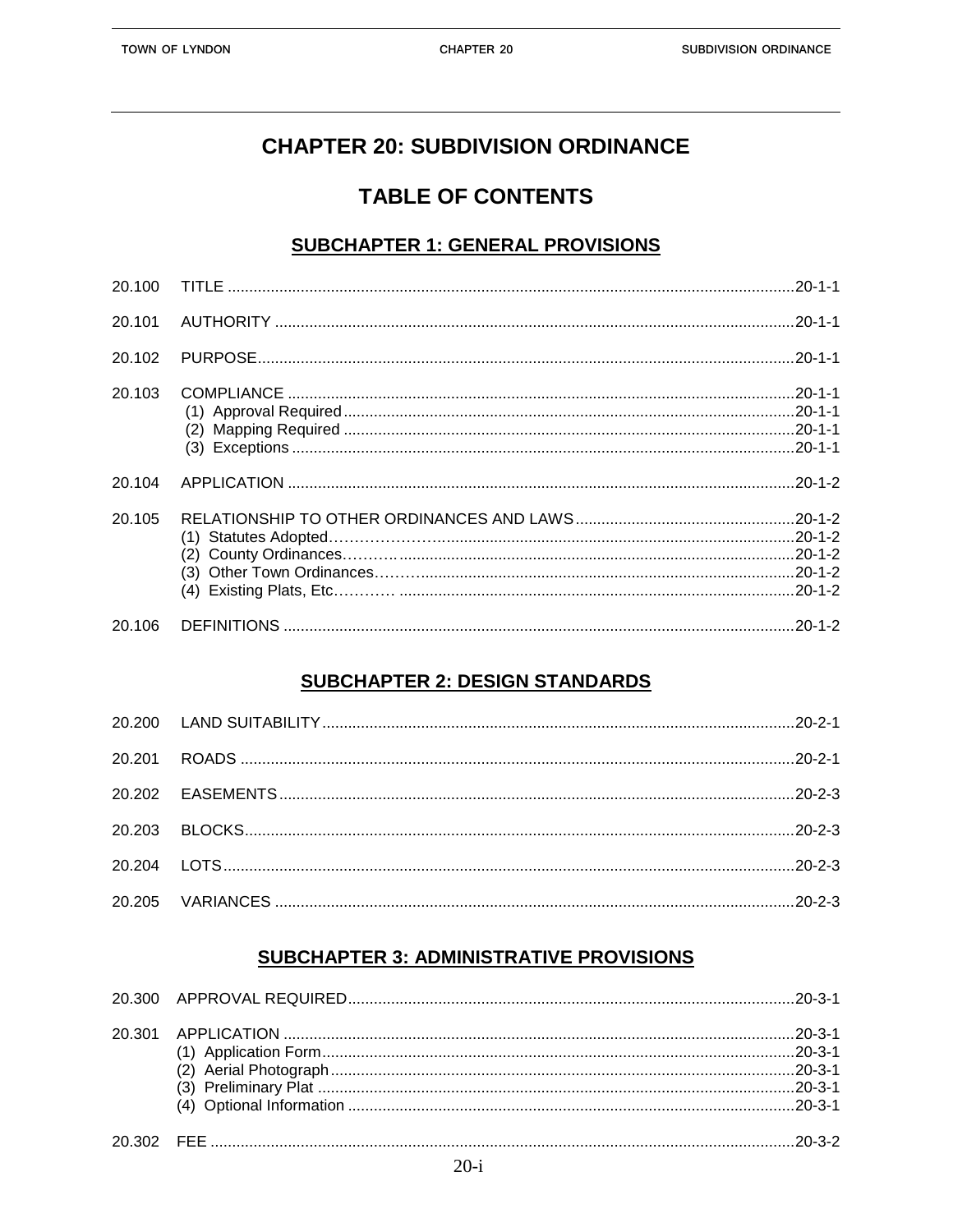# CHAPTER 20: SUBDIVISION ORDINANCE

## TABLE OF CONTENTS

### SUBCHAPTER 1: GENERAL PROVISIONS

| | | |
|---|---|---|
| 20.100 | TITLE | 20-1-1 |
| 20.101 | AUTHORITY | 20-1-1 |
| 20.102 | PURPOSE | 20-1-1 |
| 20.103 | COMPLIANCE | 20-1-1 |
| | (1) Approval Required | 20-1-1 |
| | (2) Mapping Required | 20-1-1 |
| | (3) Exceptions | 20-1-1 |
| 20.104 | APPLICATION | 20-1-2 |
| 20.105 | RELATIONSHIP TO OTHER ORDINANCES AND LAWS | 20-1-2 |
| | (1) Statutes Adopted | 20-1-2 |
| | (2) County Ordinances | 20-1-2 |
| | (3) Other Town Ordinances | 20-1-2 |
| | (4) Existing Plats, Etc. | 20-1-2 |
| 20.106 | DEFINITIONS | 20-1-2 |

### SUBCHAPTER 2: DESIGN STANDARDS

| | | |
|---|---|---|
| 20.200 | LAND SUITABILITY | 20-2-1 |
| 20.201 | ROADS | 20-2-1 |
| 20.202 | EASEMENTS | 20-2-3 |
| 20.203 | BLOCKS | 20-2-3 |
| 20.204 | LOTS | 20-2-3 |
| 20.205 | VARIANCES | 20-2-3 |

### SUBCHAPTER 3: ADMINISTRATIVE PROVISIONS

| | | |
|---|---|---|
| 20.300 | APPROVAL REQUIRED | 20-3-1 |
| 20.301 | APPLICATION | 20-3-1 |
| | (1) Application Form | 20-3-1 |
| | (2) Aerial Photograph | 20-3-1 |
| | (3) Preliminary Plat | 20-3-1 |
| | (4) Optional Information | 20-3-1 |
| 20.302 | FEE | 20-3-2 |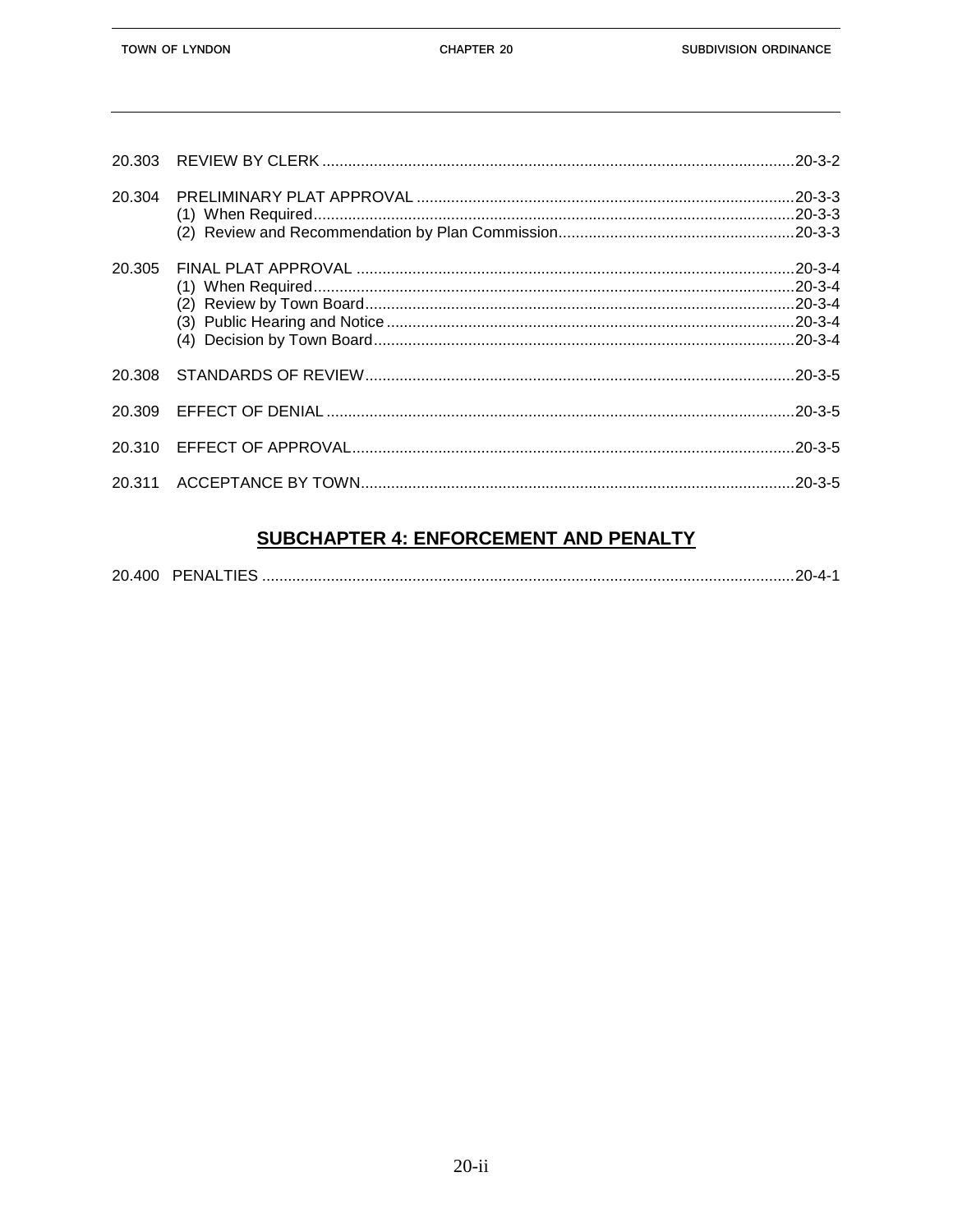20.303 REVIEW BY CLERK ....................................................................................................20-3-2

20.304 PRELIMINARY PLAT APPROVAL ...........................................................................20-3-3
(1) When Required......................................................................................................20-3-3
(2) Review and Recommendation by Plan Commission...............................................20-3-3

20.305 FINAL PLAT APPROVAL ..........................................................................................20-3-4
(1) When Required......................................................................................................20-3-4
(2) Review by Town Board...........................................................................................20-3-4
(3) Public Hearing and Notice ......................................................................................20-3-4
(4) Decision by Town Board.........................................................................................20-3-4

20.308 STANDARDS OF REVIEW.........................................................................................20-3-5

20.309 EFFECT OF DENIAL ..................................................................................................20-3-5

20.310 EFFECT OF APPROVAL............................................................................................20-3-5

20.311 ACCEPTANCE BY TOWN...........................................................................................20-3-5

## SUBCHAPTER 4: ENFORCEMENT AND PENALTY

20.400 PENALTIES ..................................................................................................................20-4-1